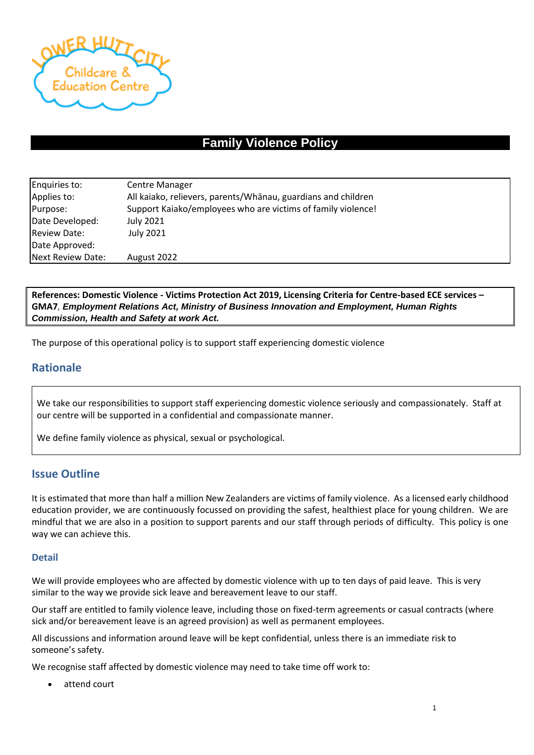# Family Violence Policy

| | |
|---|---|
| Enquiries to: | Centre Manager |
| Applies to: | All kaiako, relievers, parents/Whānau, guardians and children |
| Purpose: | Support Kaiako/employees who are victims of family violence! |
| Date Developed: | July 2021 |
| Review Date: | July 2021 |
| Date Approved: | |
| Next Review Date: | August 2022 |

**References: Domestic Violence - Victims Protection Act 2019, Licensing Criteria for Centre-based ECE services – GMA7**, ***Employment Relations Act, Ministry of Business Innovation and Employment, Human Rights Commission, Health and Safety at work Act.***

The purpose of this operational policy is to support staff experiencing domestic violence

## Rationale

We take our responsibilities to support staff experiencing domestic violence seriously and compassionately. Staff at our centre will be supported in a confidential and compassionate manner.

We define family violence as physical, sexual or psychological.

## Issue Outline

It is estimated that more than half a million New Zealanders are victims of family violence. As a licensed early childhood education provider, we are continuously focussed on providing the safest, healthiest place for young children. We are mindful that we are also in a position to support parents and our staff through periods of difficulty. This policy is one way we can achieve this.

### Detail

We will provide employees who are affected by domestic violence with up to ten days of paid leave. This is very similar to the way we provide sick leave and bereavement leave to our staff.

Our staff are entitled to family violence leave, including those on fixed-term agreements or casual contracts (where sick and/or bereavement leave is an agreed provision) as well as permanent employees.

All discussions and information around leave will be kept confidential, unless there is an immediate risk to someone's safety.

We recognise staff affected by domestic violence may need to take time off work to:

- attend court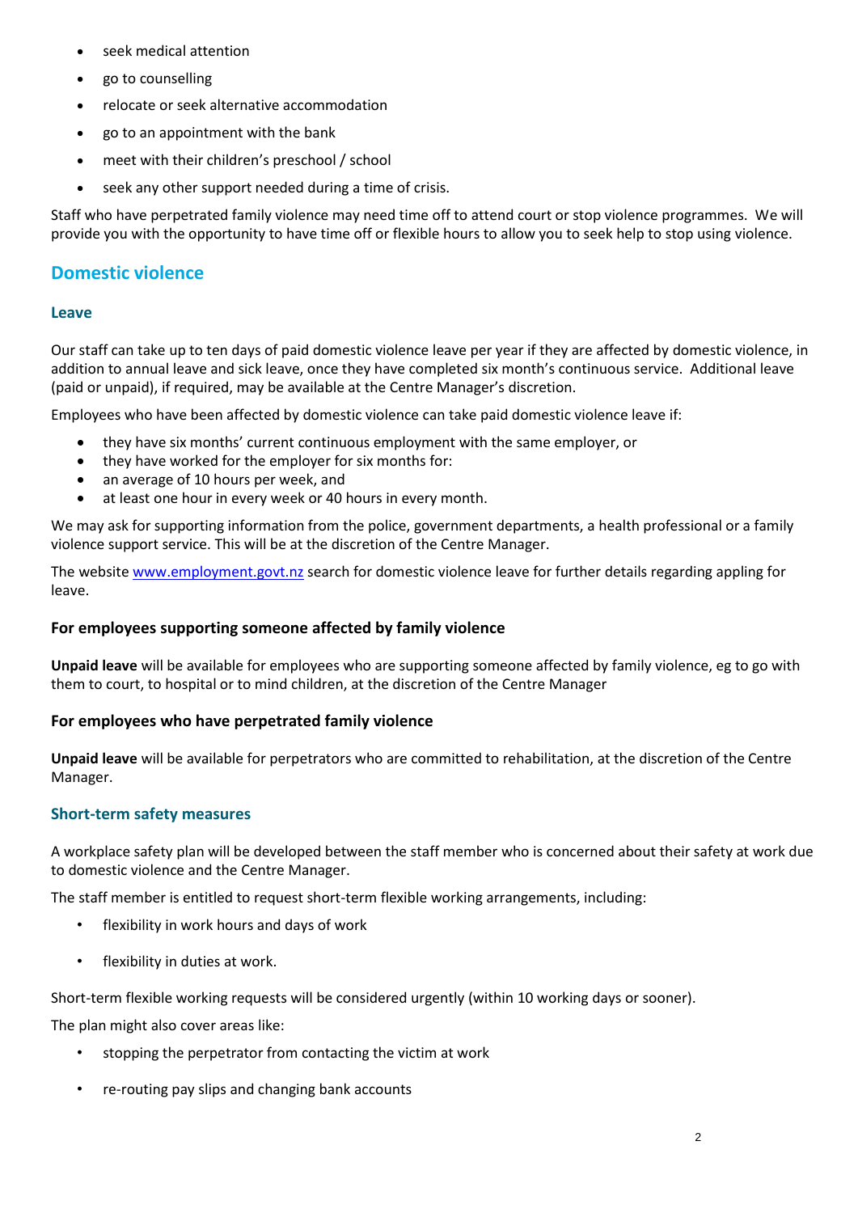- seek medical attention
- go to counselling
- relocate or seek alternative accommodation
- go to an appointment with the bank
- meet with their children's preschool / school
- seek any other support needed during a time of crisis.

Staff who have perpetrated family violence may need time off to attend court or stop violence programmes. We will provide you with the opportunity to have time off or flexible hours to allow you to seek help to stop using violence.

## Domestic violence

### Leave

Our staff can take up to ten days of paid domestic violence leave per year if they are affected by domestic violence, in addition to annual leave and sick leave, once they have completed six month's continuous service. Additional leave (paid or unpaid), if required, may be available at the Centre Manager's discretion.

Employees who have been affected by domestic violence can take paid domestic violence leave if:

- they have six months' current continuous employment with the same employer, or
- they have worked for the employer for six months for:
- an average of 10 hours per week, and
- at least one hour in every week or 40 hours in every month.

We may ask for supporting information from the police, government departments, a health professional or a family violence support service. This will be at the discretion of the Centre Manager.

The website [www.employment.govt.nz](http://www.employment.govt.nz) search for domestic violence leave for further details regarding appling for leave.

#### For employees supporting someone affected by family violence

**Unpaid leave** will be available for employees who are supporting someone affected by family violence, eg to go with them to court, to hospital or to mind children, at the discretion of the Centre Manager

#### For employees who have perpetrated family violence

**Unpaid leave** will be available for perpetrators who are committed to rehabilitation, at the discretion of the Centre Manager.

### Short-term safety measures

A workplace safety plan will be developed between the staff member who is concerned about their safety at work due to domestic violence and the Centre Manager.

The staff member is entitled to request short-term flexible working arrangements, including:

- flexibility in work hours and days of work
- flexibility in duties at work.

Short-term flexible working requests will be considered urgently (within 10 working days or sooner).

The plan might also cover areas like:

- stopping the perpetrator from contacting the victim at work
- re-routing pay slips and changing bank accounts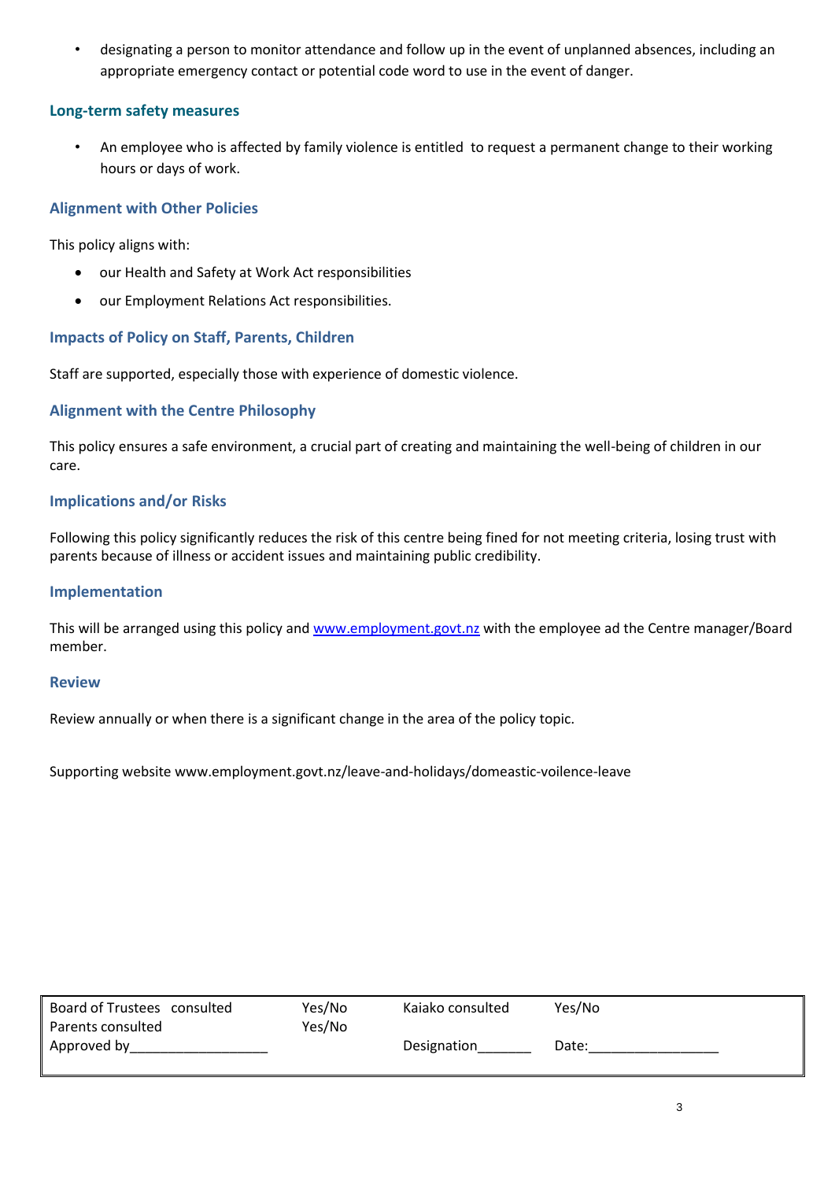- designating a person to monitor attendance and follow up in the event of unplanned absences, including an appropriate emergency contact or potential code word to use in the event of danger.

### Long-term safety measures

- An employee who is affected by family violence is entitled  to request a permanent change to their working hours or days of work.

### Alignment with Other Policies

This policy aligns with:

- our Health and Safety at Work Act responsibilities
- our Employment Relations Act responsibilities.

### Impacts of Policy on Staff, Parents, Children

Staff are supported, especially those with experience of domestic violence.

### Alignment with the Centre Philosophy

This policy ensures a safe environment, a crucial part of creating and maintaining the well-being of children in our care.

### Implications and/or Risks

Following this policy significantly reduces the risk of this centre being fined for not meeting criteria, losing trust with parents because of illness or accident issues and maintaining public credibility.

### Implementation

This will be arranged using this policy and www.employment.govt.nz with the employee ad the Centre manager/Board member.

### Review

Review annually or when there is a significant change in the area of the policy topic.

Supporting website www.employment.govt.nz/leave-and-holidays/domeastic-voilence-leave

| | | | |
|---|---|---|---|
| Board of Trustees   consulted | Yes/No | Kaiako consulted | Yes/No |
| Parents consulted | Yes/No | | |
| Approved by__________________ | | Designation_______ | Date:_________________ |